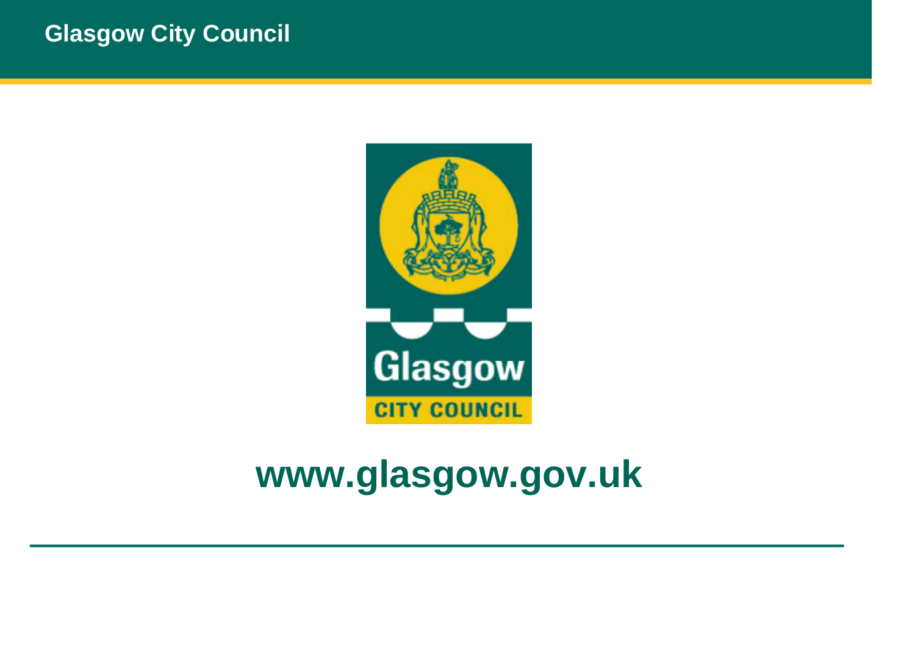Glasgow City Council

Glasgow

CITY COUNCIL

# www.glasgow.gov.uk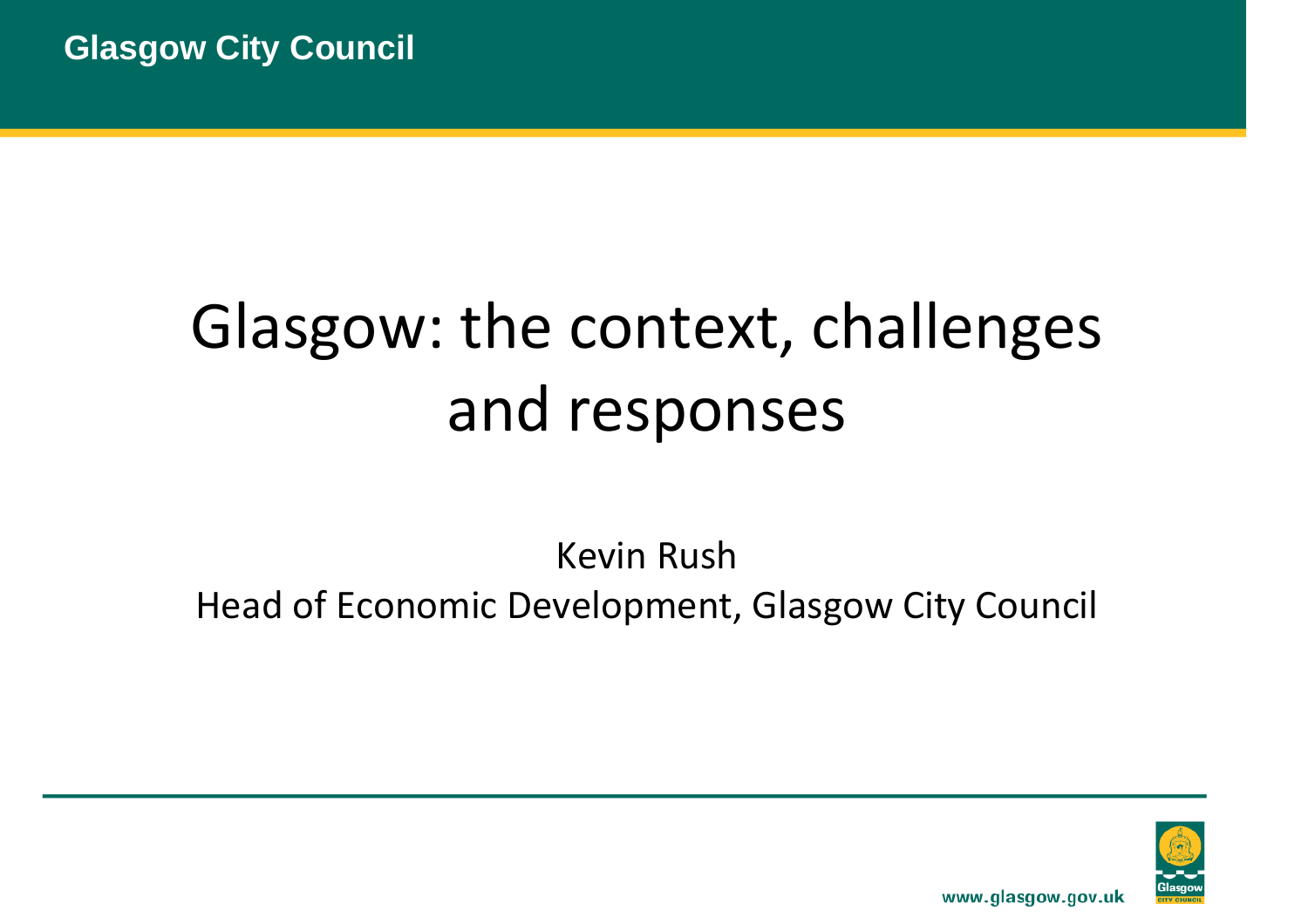# Glasgow: the context, challenges and responses

Kevin Rush
Head of Economic Development, Glasgow City Council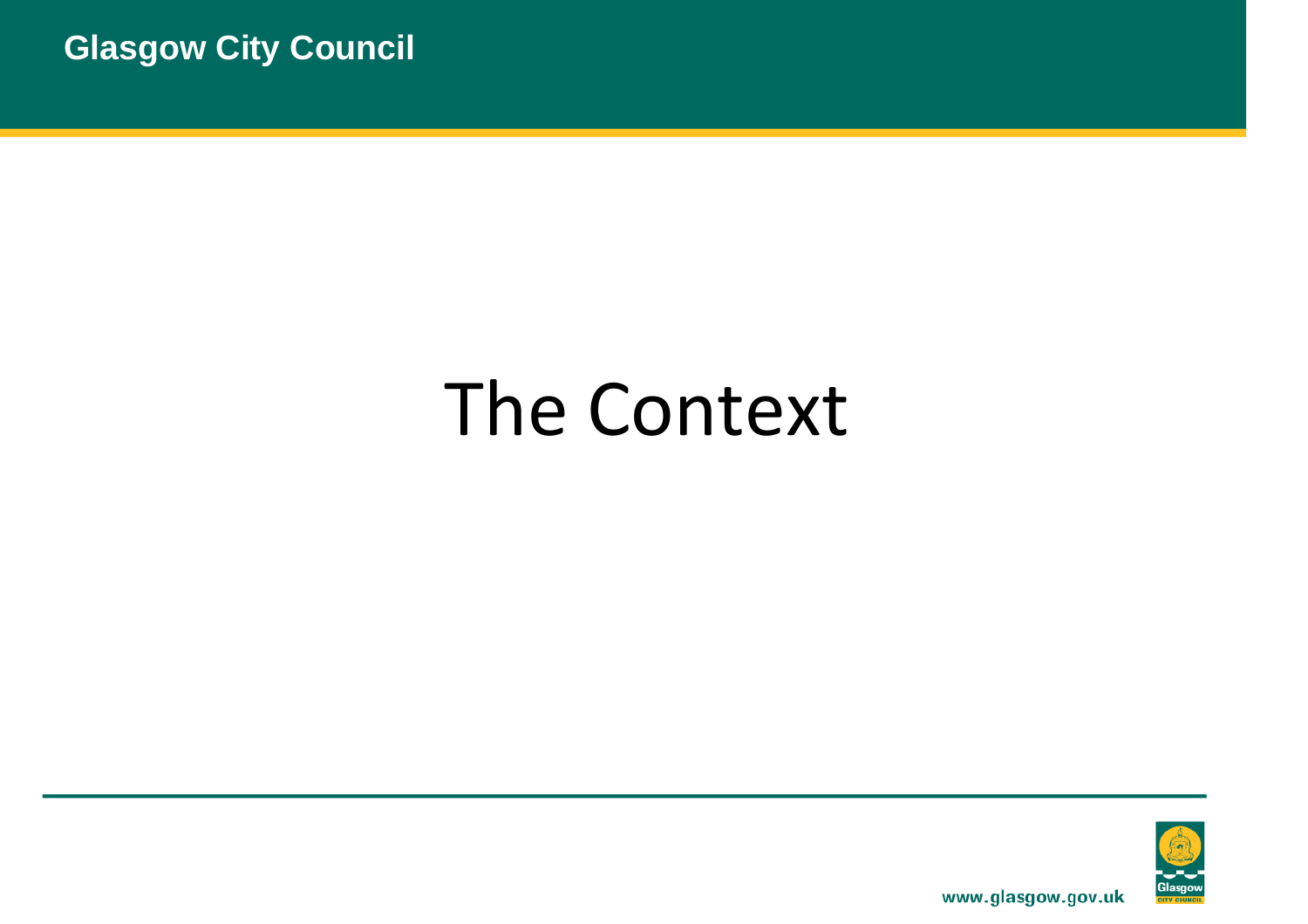# The Context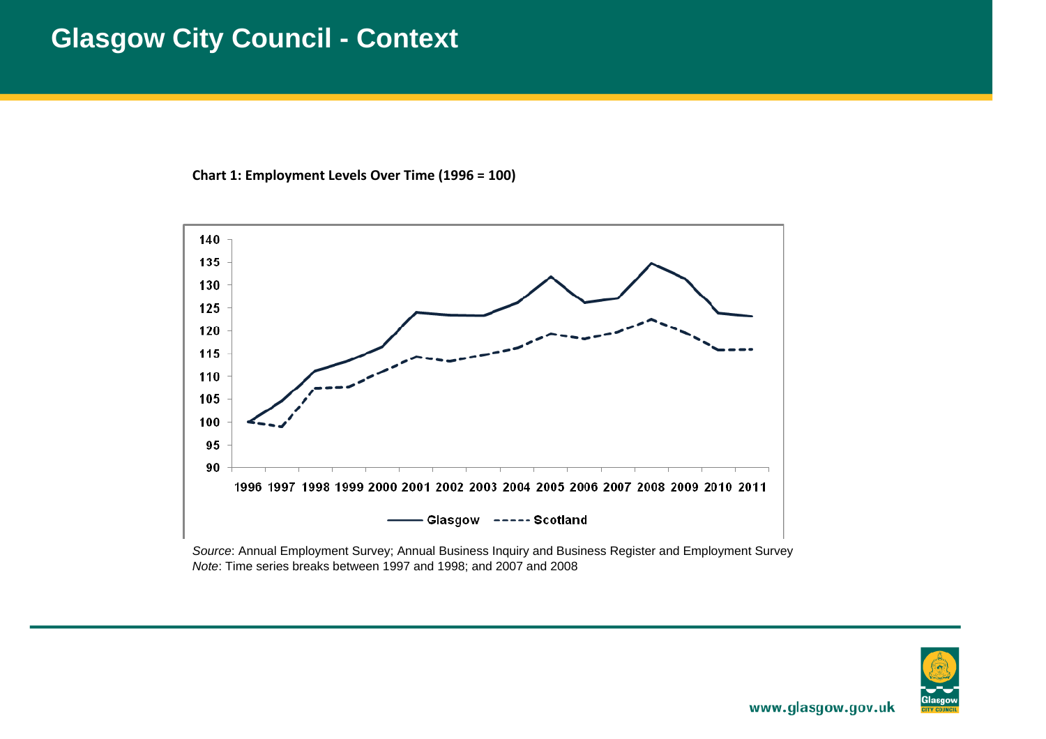# Glasgow City Council - Context

**Chart 1: Employment Levels Over Time (1996 = 100)**

*Source*: Annual Employment Survey; Annual Business Inquiry and Business Register and Employment Survey
*Note*: Time series breaks between 1997 and 1998; and 2007 and 2008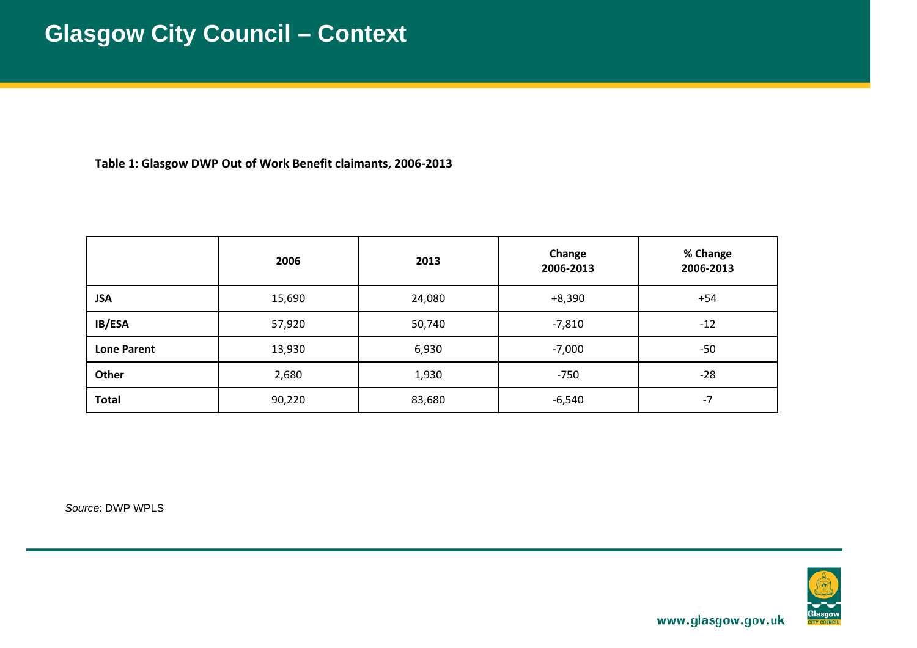# Glasgow City Council – Context

**Table 1: Glasgow DWP Out of Work Benefit claimants, 2006-2013**

| | 2006 | 2013 | Change 2006-2013 | % Change 2006-2013 |
|---|---|---|---|---|
| **JSA** | 15,690 | 24,080 | +8,390 | +54 |
| **IB/ESA** | 57,920 | 50,740 | -7,810 | -12 |
| **Lone Parent** | 13,930 | 6,930 | -7,000 | -50 |
| **Other** | 2,680 | 1,930 | -750 | -28 |
| **Total** | 90,220 | 83,680 | -6,540 | -7 |

*Source*: DWP WPLS

www.glasgow.gov.uk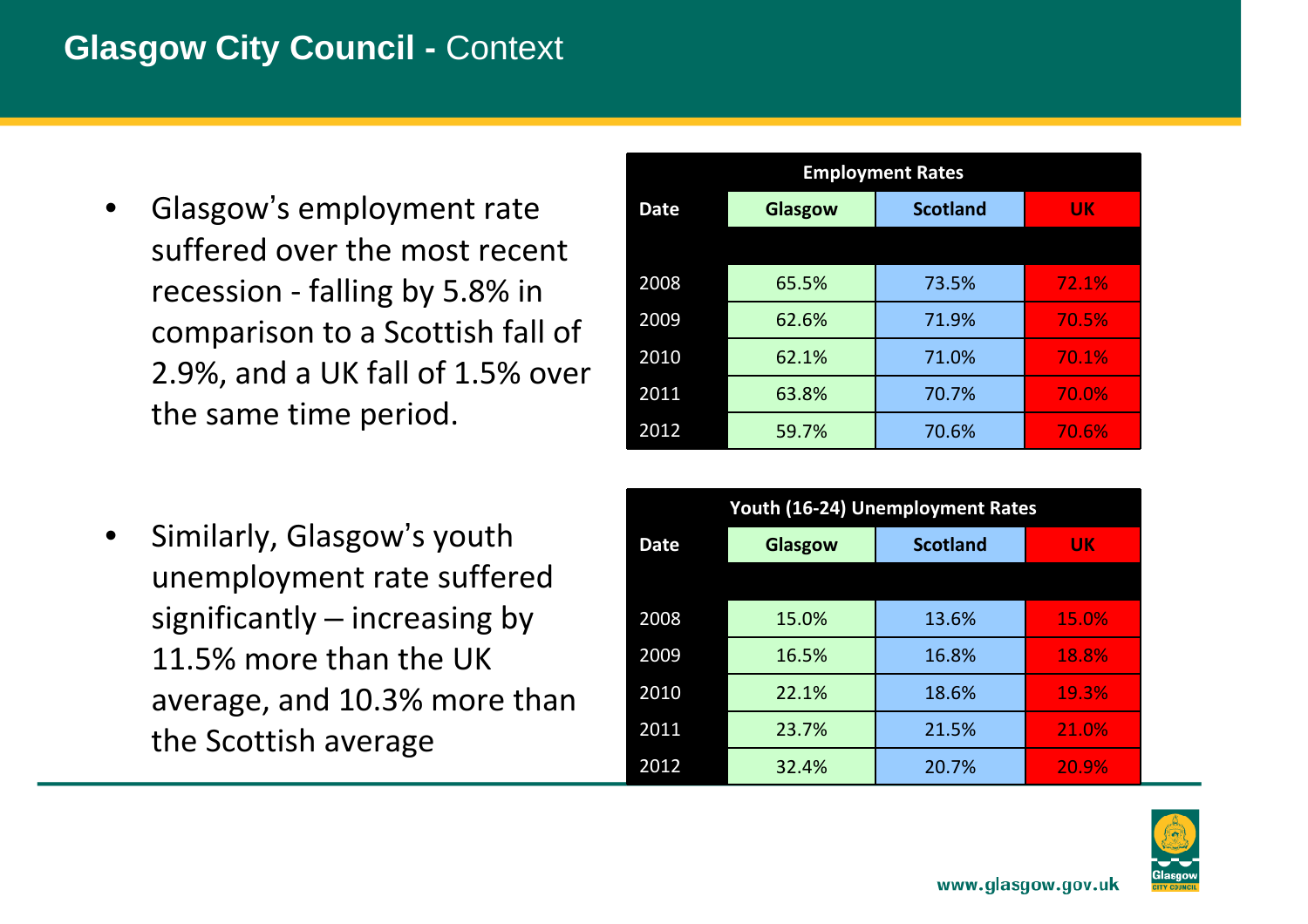# Glasgow City Council - Context

- Glasgow's employment rate suffered over the most recent recession - falling by 5.8% in comparison to a Scottish fall of 2.9%, and a UK fall of 1.5% over the same time period.

| Employment Rates | | | |
|---|---|---|---|
| Date | Glasgow | Scotland | UK |
| 2008 | 65.5% | 73.5% | 72.1% |
| 2009 | 62.6% | 71.9% | 70.5% |
| 2010 | 62.1% | 71.0% | 70.1% |
| 2011 | 63.8% | 70.7% | 70.0% |
| 2012 | 59.7% | 70.6% | 70.6% |

- Similarly, Glasgow's youth unemployment rate suffered significantly – increasing by 11.5% more than the UK average, and 10.3% more than the Scottish average

| Youth (16-24) Unemployment Rates | | | |
|---|---|---|---|
| Date | Glasgow | Scotland | UK |
| 2008 | 15.0% | 13.6% | 15.0% |
| 2009 | 16.5% | 16.8% | 18.8% |
| 2010 | 22.1% | 18.6% | 19.3% |
| 2011 | 23.7% | 21.5% | 21.0% |
| 2012 | 32.4% | 20.7% | 20.9% |

www.glasgow.gov.uk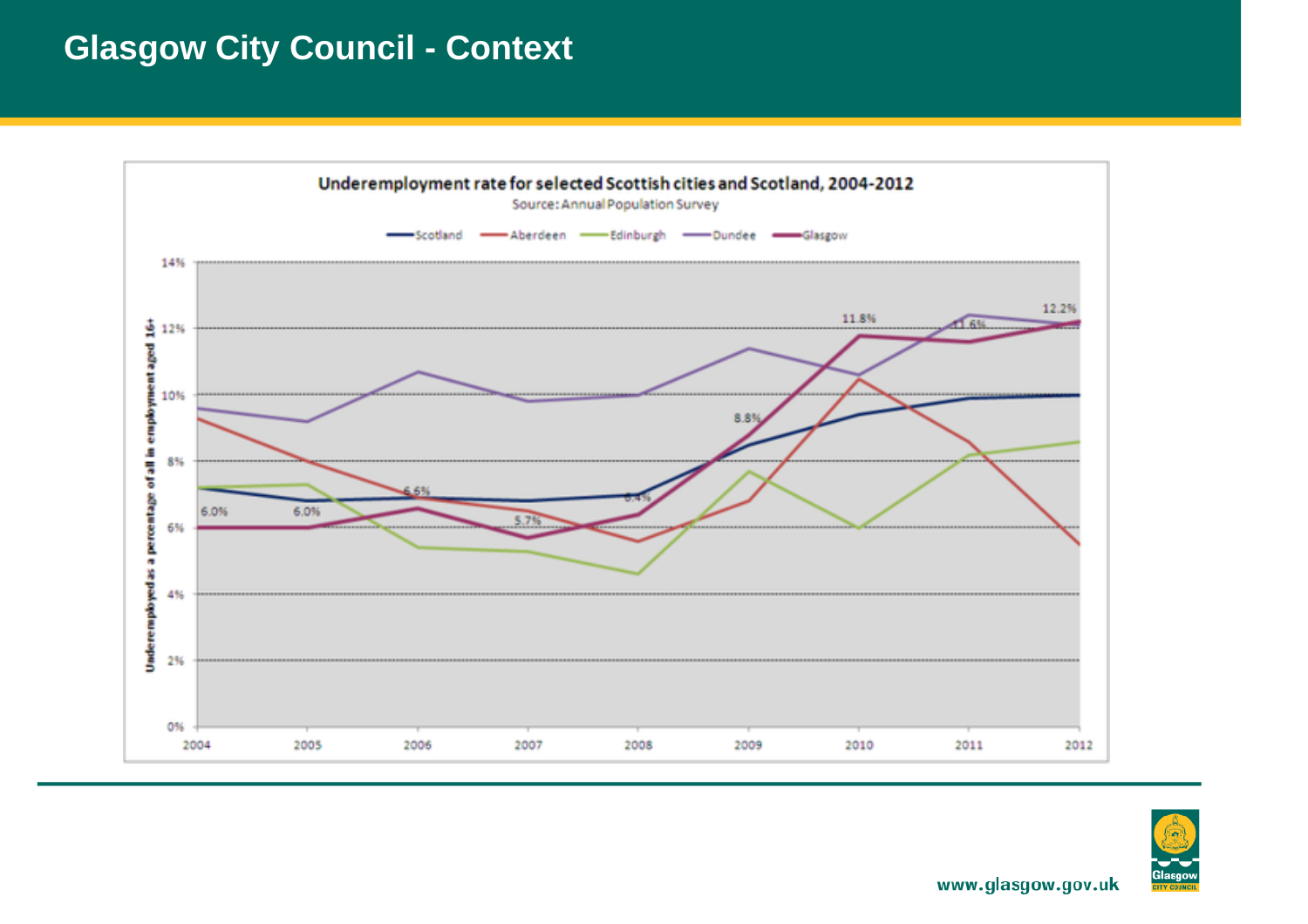# Glasgow City Council - Context

**Underemployment rate for selected Scottish cities and Scotland, 2004-2012**

Source: Annual Population Survey

Legend: Scotland, Aberdeen, Edinburgh, Dundee, Glasgow

Y-axis: Underemployed as a percentage of all in employment aged 16+

Y-axis values: 0%, 2%, 4%, 6%, 8%, 10%, 12%, 14%

X-axis values: 2004, 2005, 2006, 2007, 2008, 2009, 2010, 2011, 2012

Glasgow data labels:

| Year | 2004 | 2005 | 2006 | 2007 | 2008 | 2009 | 2010 | 2011 | 2012 |
|---|---|---|---|---|---|---|---|---|---|
| Glasgow | 6.0% | 6.0% | 6.6% | 5.7% | 6.4% | 8.8% | 11.8% | 11.6% | 12.2% |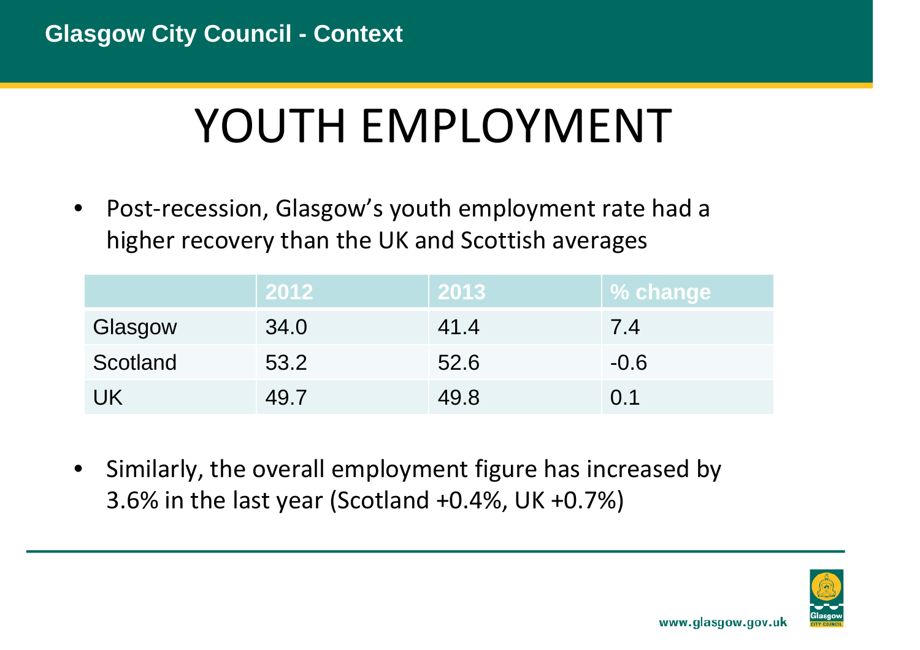# YOUTH EMPLOYMENT

- Post-recession, Glasgow's youth employment rate had a higher recovery than the UK and Scottish averages

| | 2012 | 2013 | % change |
|---|---|---|---|
| Glasgow | 34.0 | 41.4 | 7.4 |
| Scotland | 53.2 | 52.6 | -0.6 |
| UK | 49.7 | 49.8 | 0.1 |

- Similarly, the overall employment figure has increased by 3.6% in the last year (Scotland +0.4%, UK +0.7%)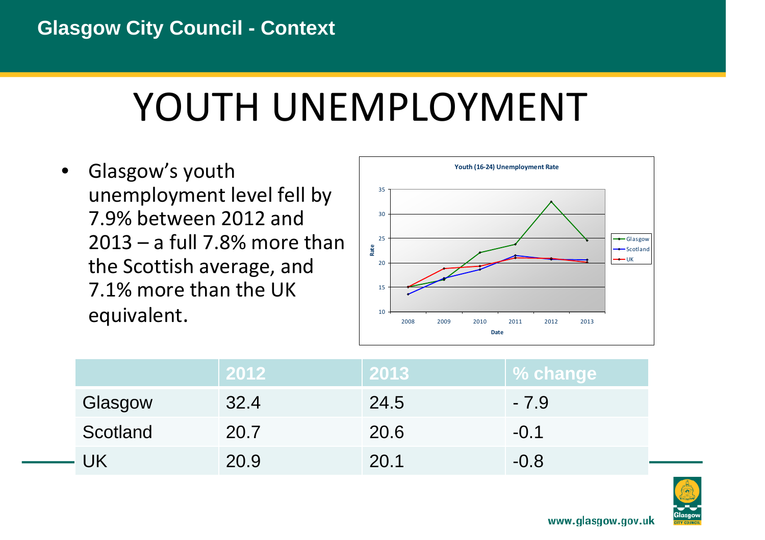## Glasgow City Council - Context

# YOUTH UNEMPLOYMENT

- Glasgow's youth unemployment level fell by 7.9% between 2012 and 2013 – a full 7.8% more than the Scottish average, and 7.1% more than the UK equivalent.

| | 2012 | 2013 | % change |
|---|---|---|---|
| Glasgow | 32.4 | 24.5 | - 7.9 |
| Scotland | 20.7 | 20.6 | -0.1 |
| UK | 20.9 | 20.1 | -0.8 |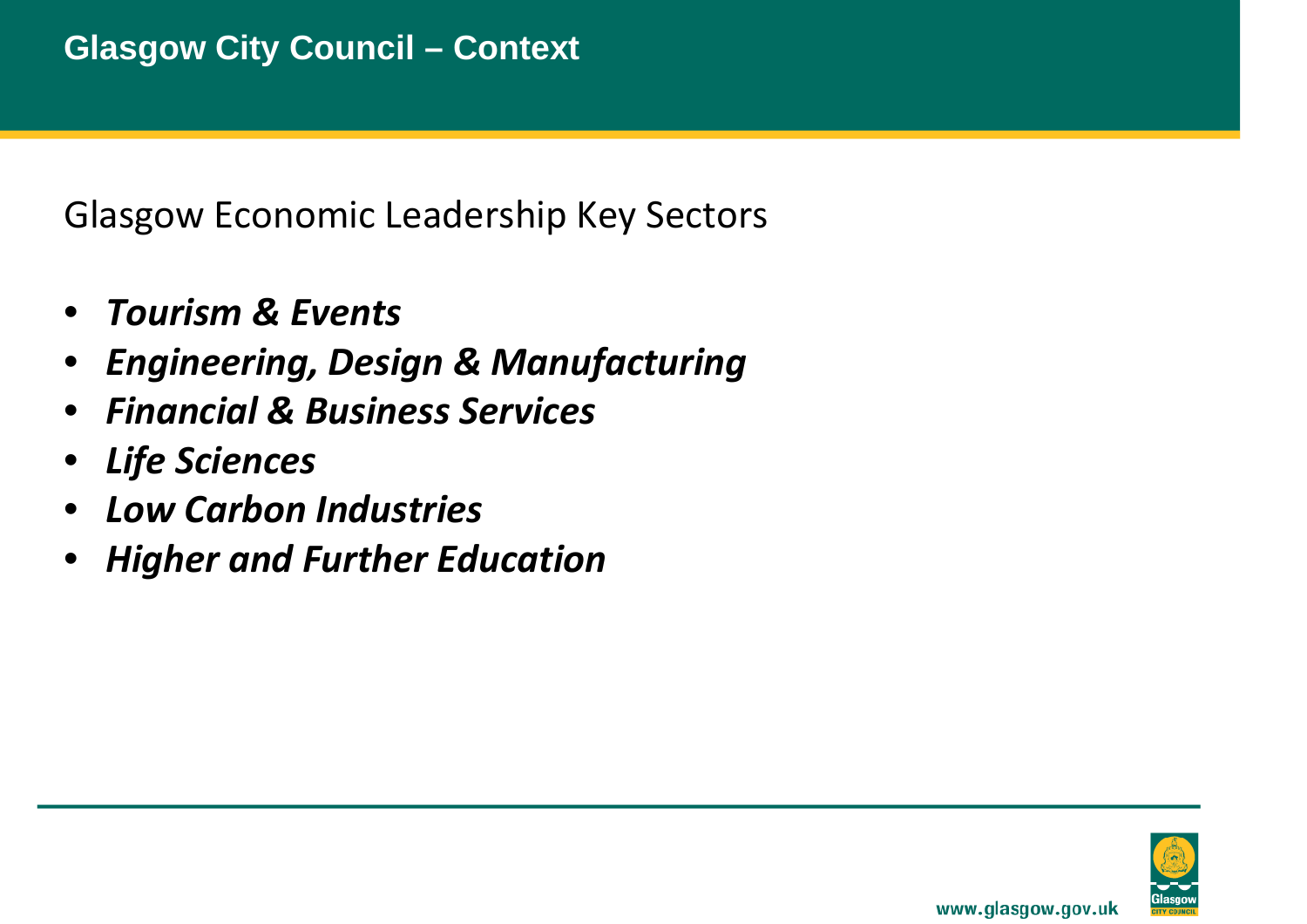# Glasgow City Council – Context

Glasgow Economic Leadership Key Sectors

- ***Tourism & Events***
- ***Engineering, Design & Manufacturing***
- ***Financial & Business Services***
- ***Life Sciences***
- ***Low Carbon Industries***
- ***Higher and Further Education***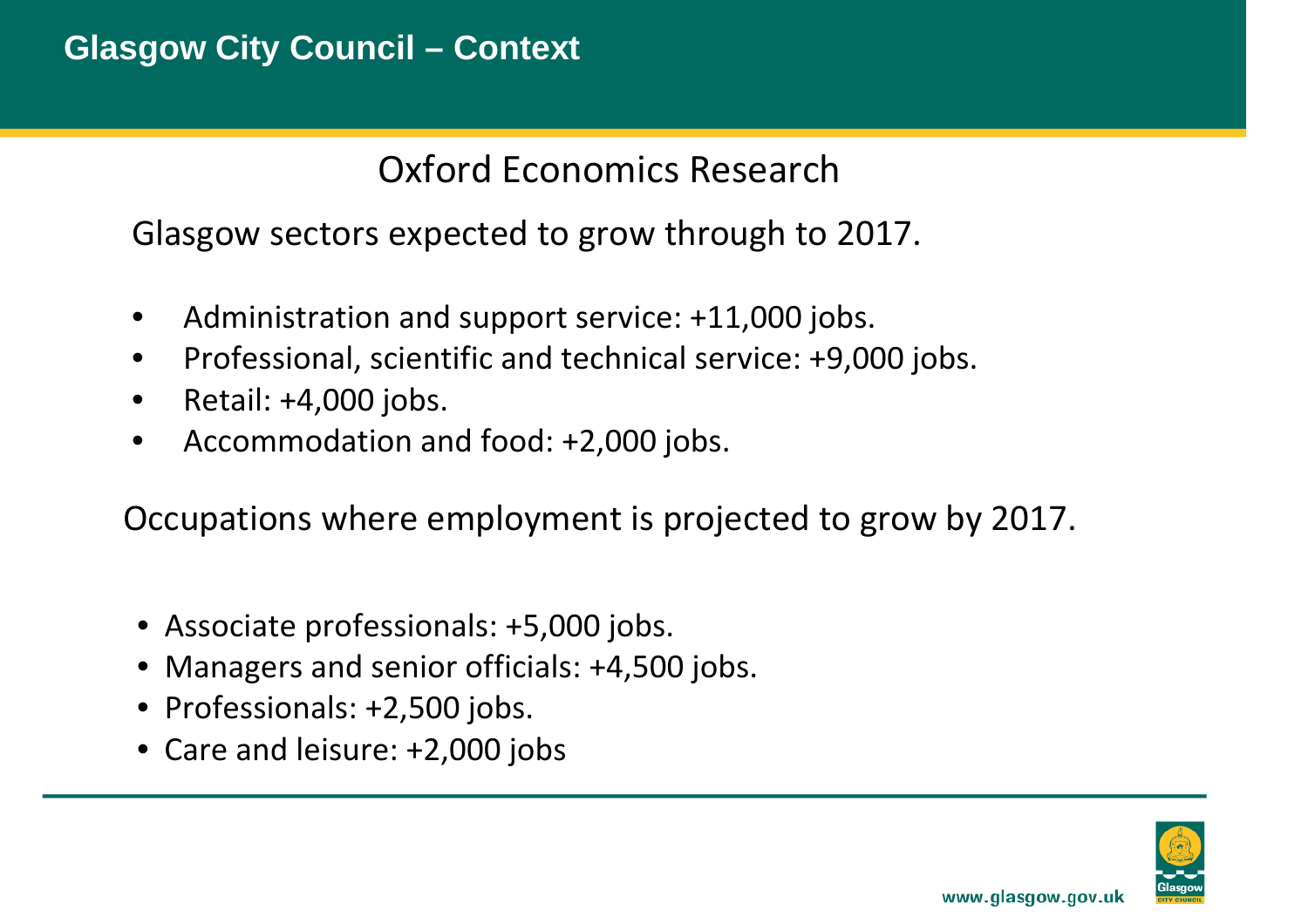# Glasgow City Council – Context

## Oxford Economics Research

Glasgow sectors expected to grow through to 2017.

- Administration and support service: +11,000 jobs.
- Professional, scientific and technical service: +9,000 jobs.
- Retail: +4,000 jobs.
- Accommodation and food: +2,000 jobs.

Occupations where employment is projected to grow by 2017.

- Associate professionals: +5,000 jobs.
- Managers and senior officials: +4,500 jobs.
- Professionals: +2,500 jobs.
- Care and leisure: +2,000 jobs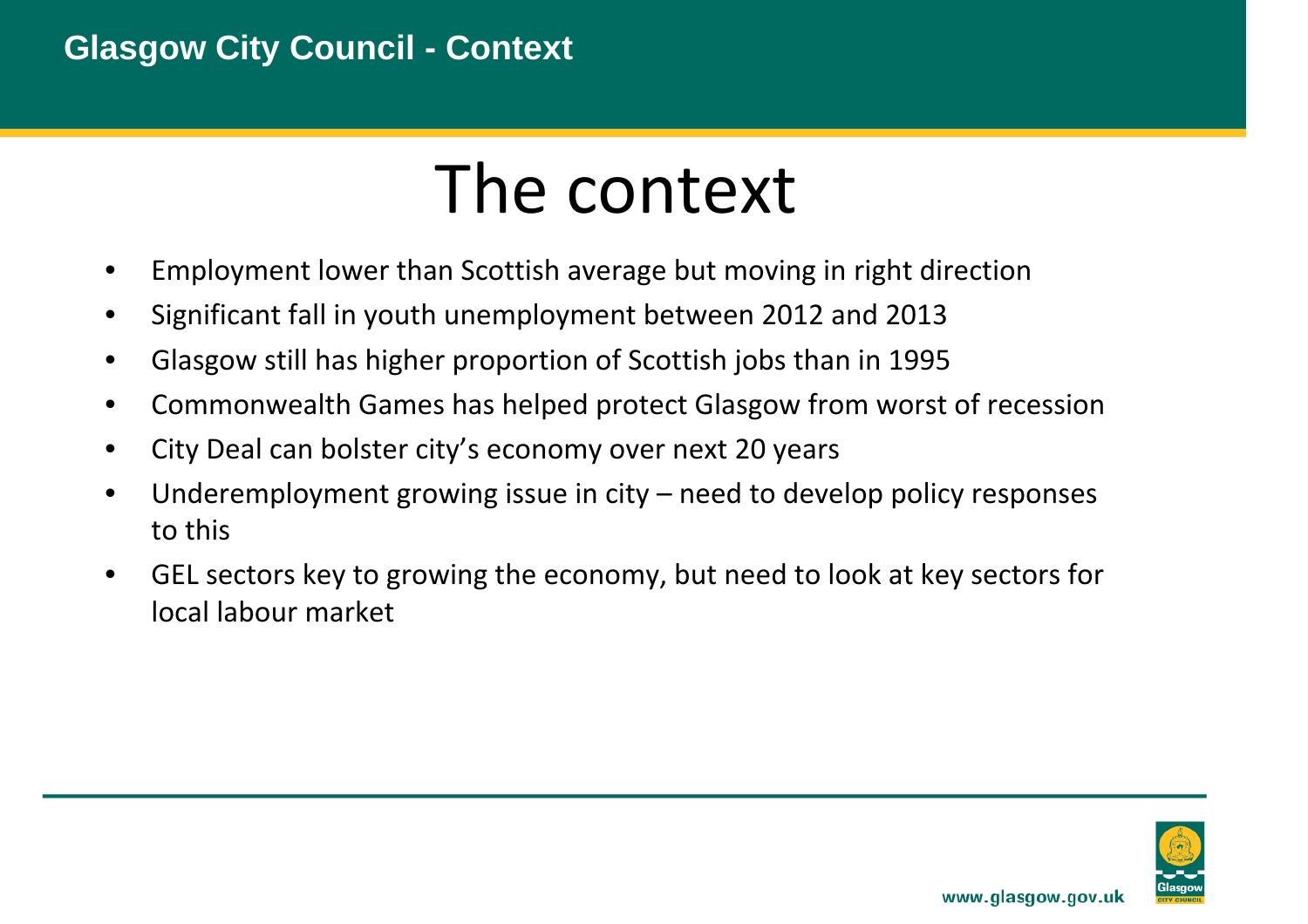# The context

- Employment lower than Scottish average but moving in right direction
- Significant fall in youth unemployment between 2012 and 2013
- Glasgow still has higher proportion of Scottish jobs than in 1995
- Commonwealth Games has helped protect Glasgow from worst of recession
- City Deal can bolster city's economy over next 20 years
- Underemployment growing issue in city – need to develop policy responses to this
- GEL sectors key to growing the economy, but need to look at key sectors for local labour market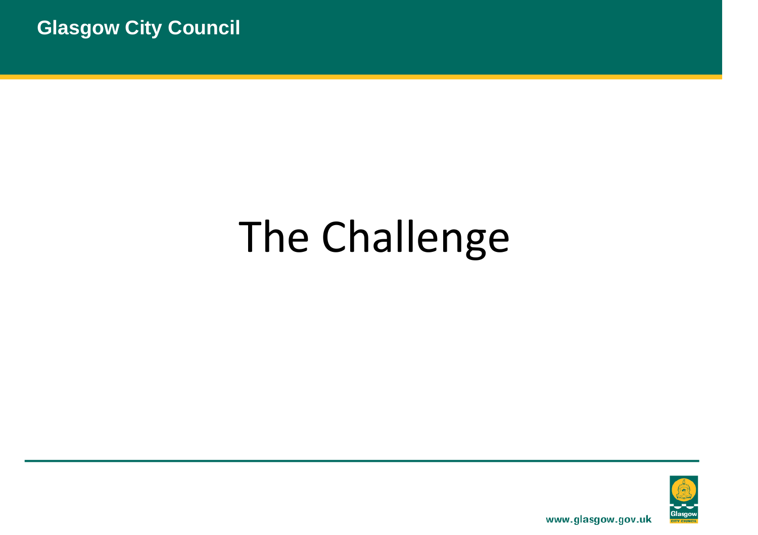# The Challenge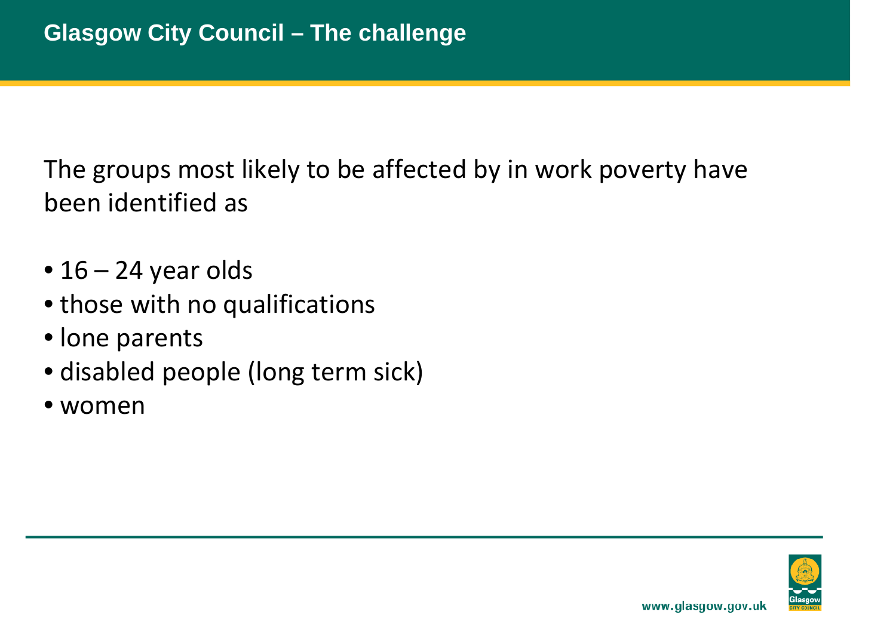# Glasgow City Council – The challenge

The groups most likely to be affected by in work poverty have been identified as

- 16 – 24 year olds
- those with no qualifications
- lone parents
- disabled people (long term sick)
- women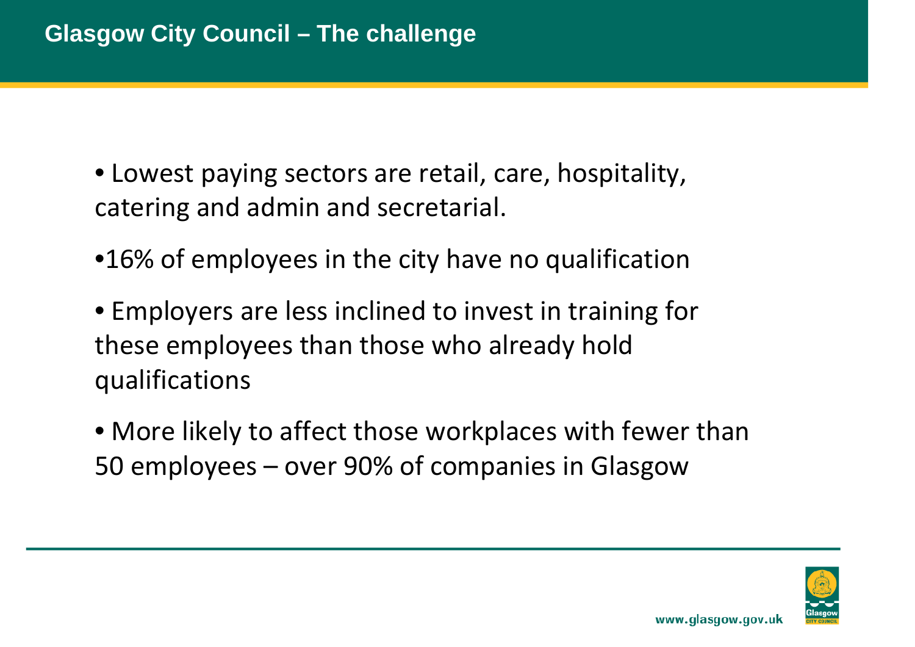# Glasgow City Council – The challenge

- Lowest paying sectors are retail, care, hospitality, catering and admin and secretarial.
- 16% of employees in the city have no qualification
- Employers are less inclined to invest in training for these employees than those who already hold qualifications
- More likely to affect those workplaces with fewer than 50 employees – over 90% of companies in Glasgow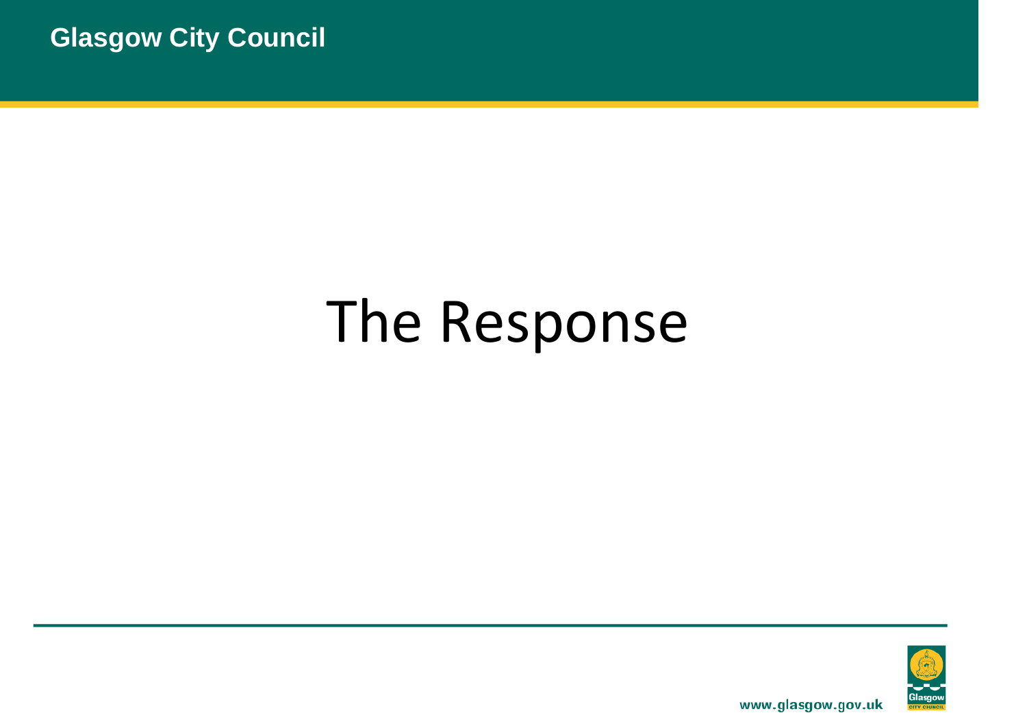# The Response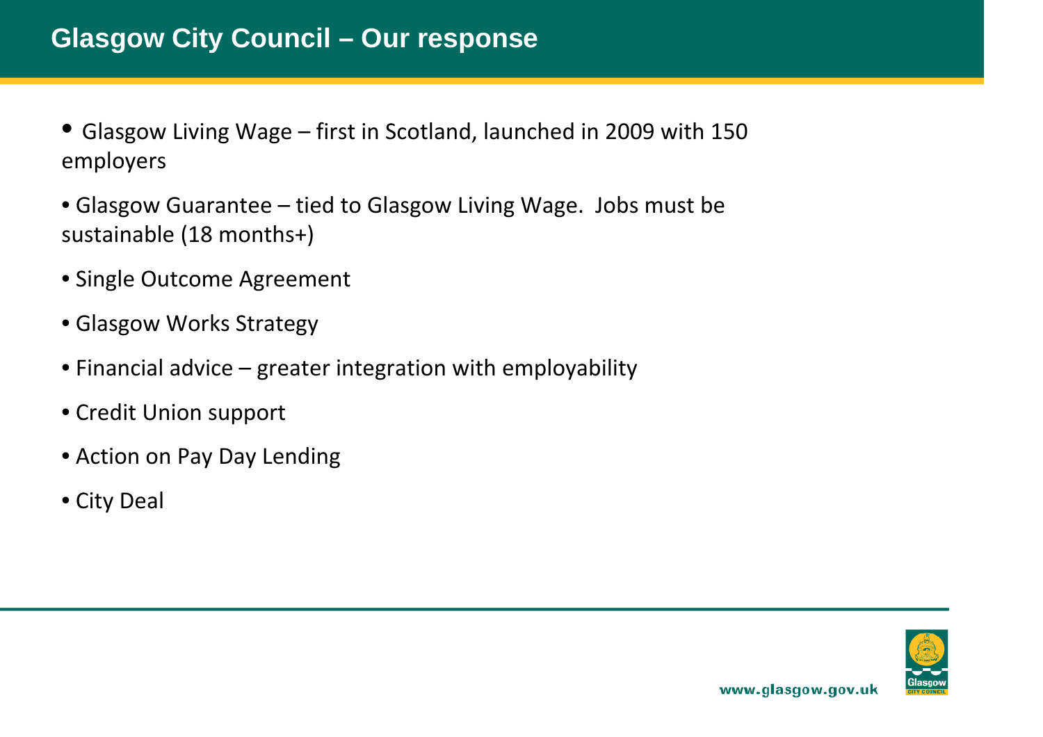# Glasgow City Council – Our response

- Glasgow Living Wage – first in Scotland, launched in 2009 with 150 employers
- Glasgow Guarantee – tied to Glasgow Living Wage. Jobs must be sustainable (18 months+)
- Single Outcome Agreement
- Glasgow Works Strategy
- Financial advice – greater integration with employability
- Credit Union support
- Action on Pay Day Lending
- City Deal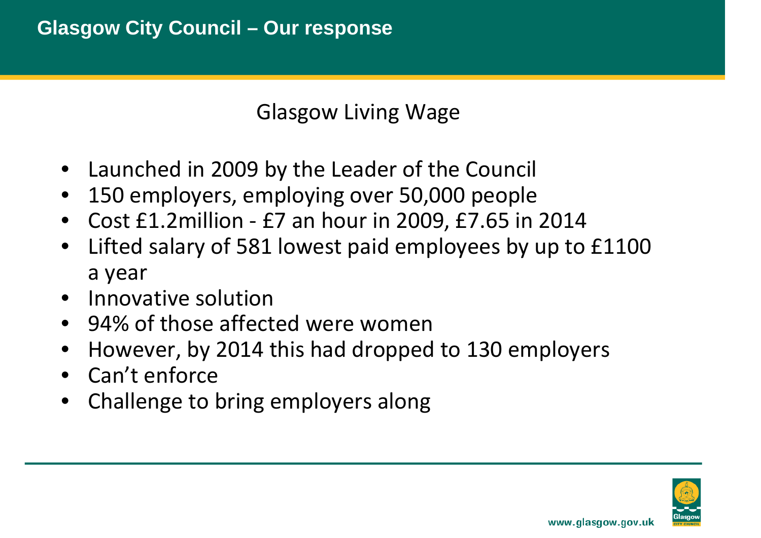## Glasgow City Council – Our response

### Glasgow Living Wage

- Launched in 2009 by the Leader of the Council
- 150 employers, employing over 50,000 people
- Cost £1.2million - £7 an hour in 2009, £7.65 in 2014
- Lifted salary of 581 lowest paid employees by up to £1100 a year
- Innovative solution
- 94% of those affected were women
- However, by 2014 this had dropped to 130 employers
- Can't enforce
- Challenge to bring employers along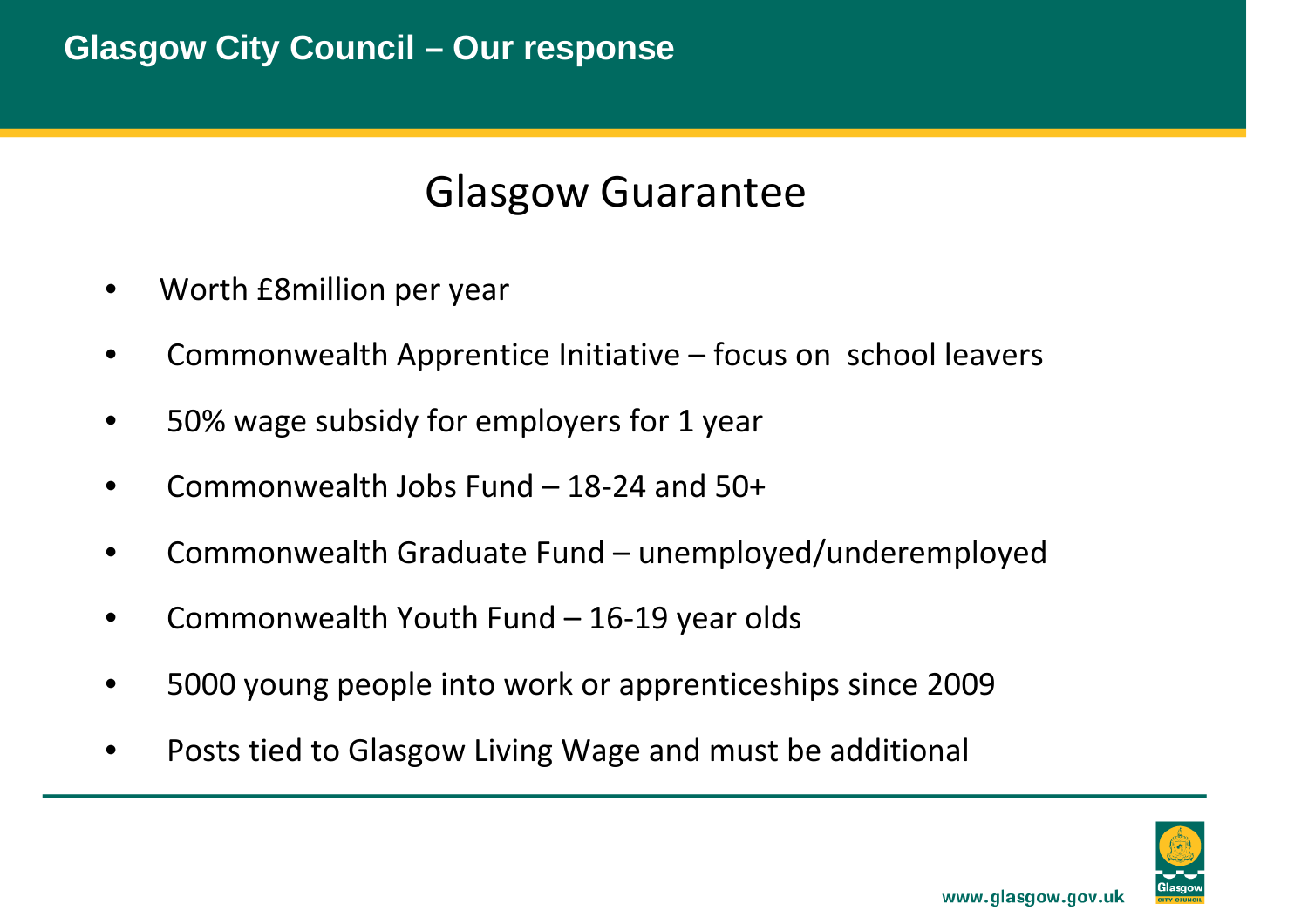# Glasgow City Council – Our response

## Glasgow Guarantee

- Worth £8million per year
- Commonwealth Apprentice Initiative – focus on school leavers
- 50% wage subsidy for employers for 1 year
- Commonwealth Jobs Fund – 18-24 and 50+
- Commonwealth Graduate Fund – unemployed/underemployed
- Commonwealth Youth Fund – 16-19 year olds
- 5000 young people into work or apprenticeships since 2009
- Posts tied to Glasgow Living Wage and must be additional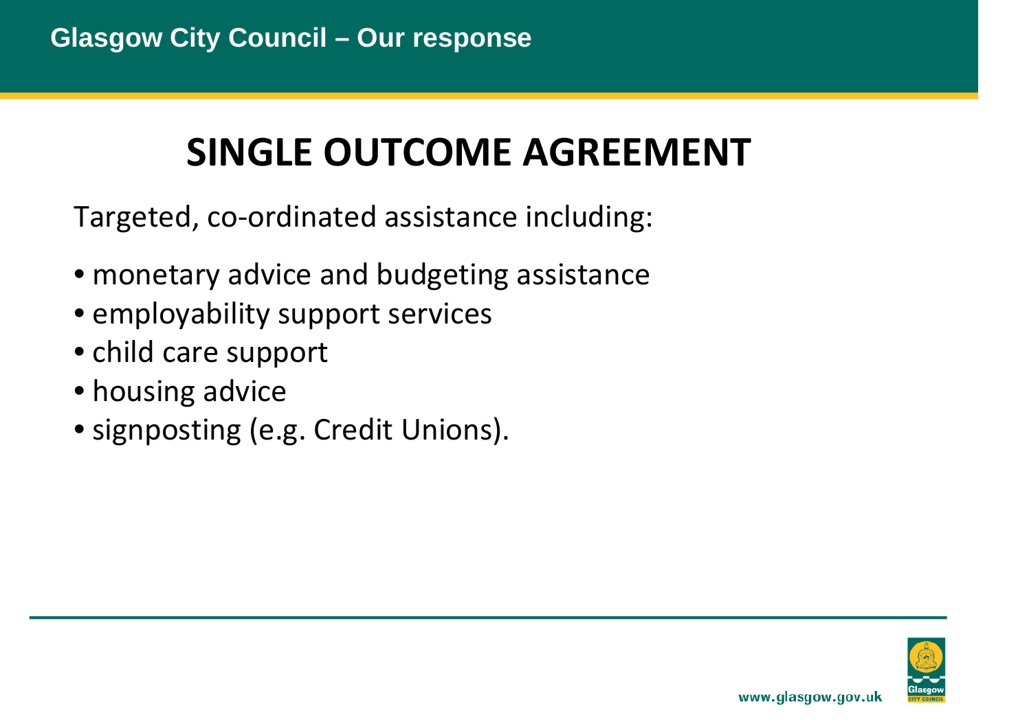Glasgow City Council – Our response

# SINGLE OUTCOME AGREEMENT

Targeted, co-ordinated assistance including:

- monetary advice and budgeting assistance
- employability support services
- child care support
- housing advice
- signposting (e.g. Credit Unions).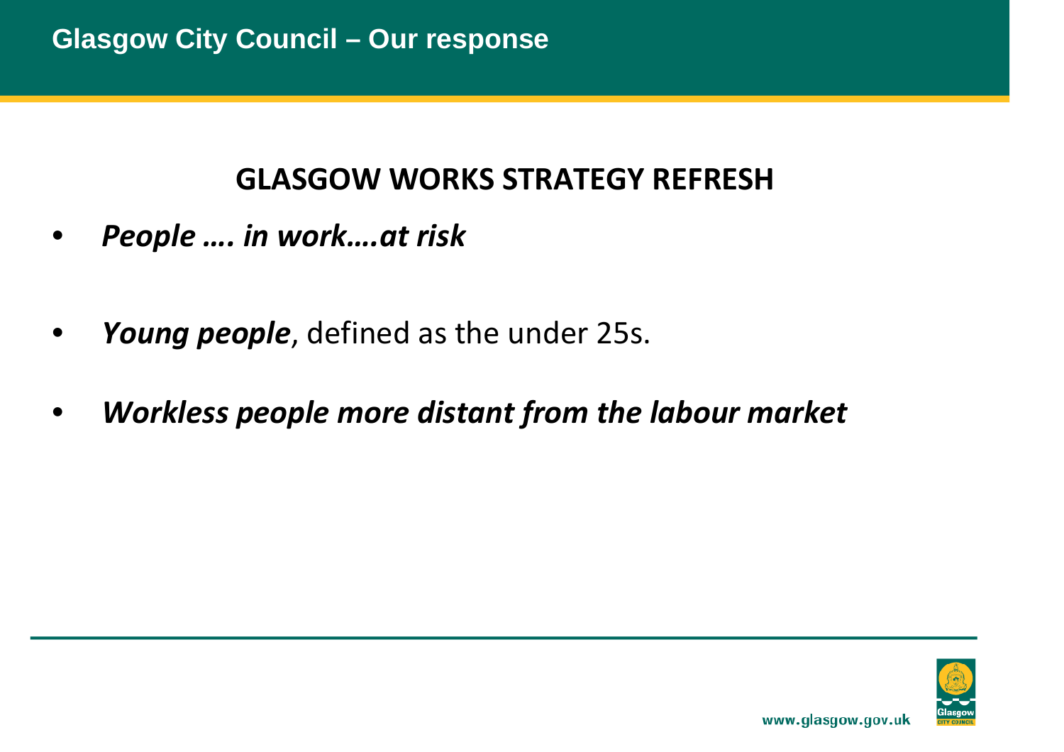# Glasgow City Council – Our response

## GLASGOW WORKS STRATEGY REFRESH

- ***People …. in work….at risk***

- ***Young people***, defined as the under 25s.

- ***Workless people more distant from the labour market***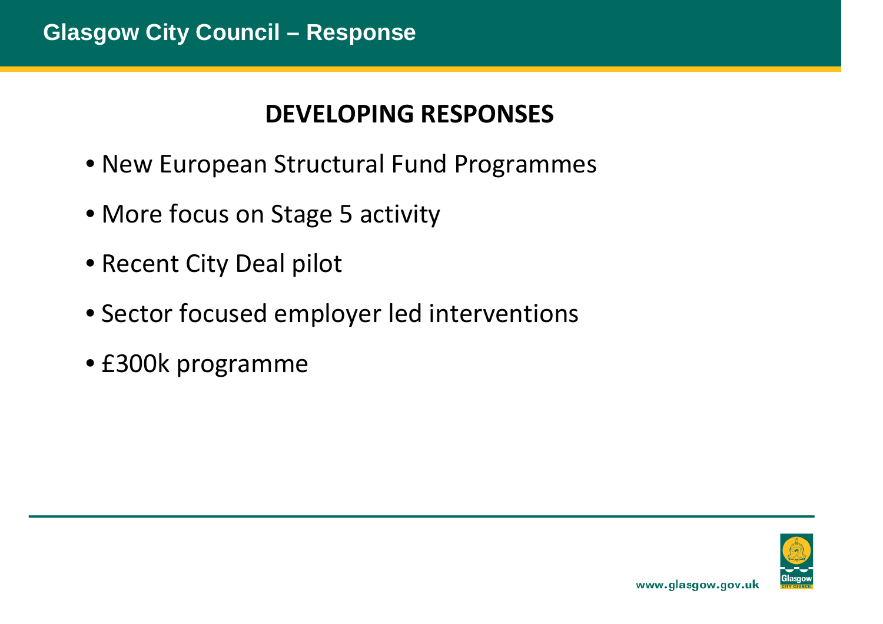# Glasgow City Council – Response

## DEVELOPING RESPONSES

- New European Structural Fund Programmes
- More focus on Stage 5 activity
- Recent City Deal pilot
- Sector focused employer led interventions
- £300k programme

www.glasgow.gov.uk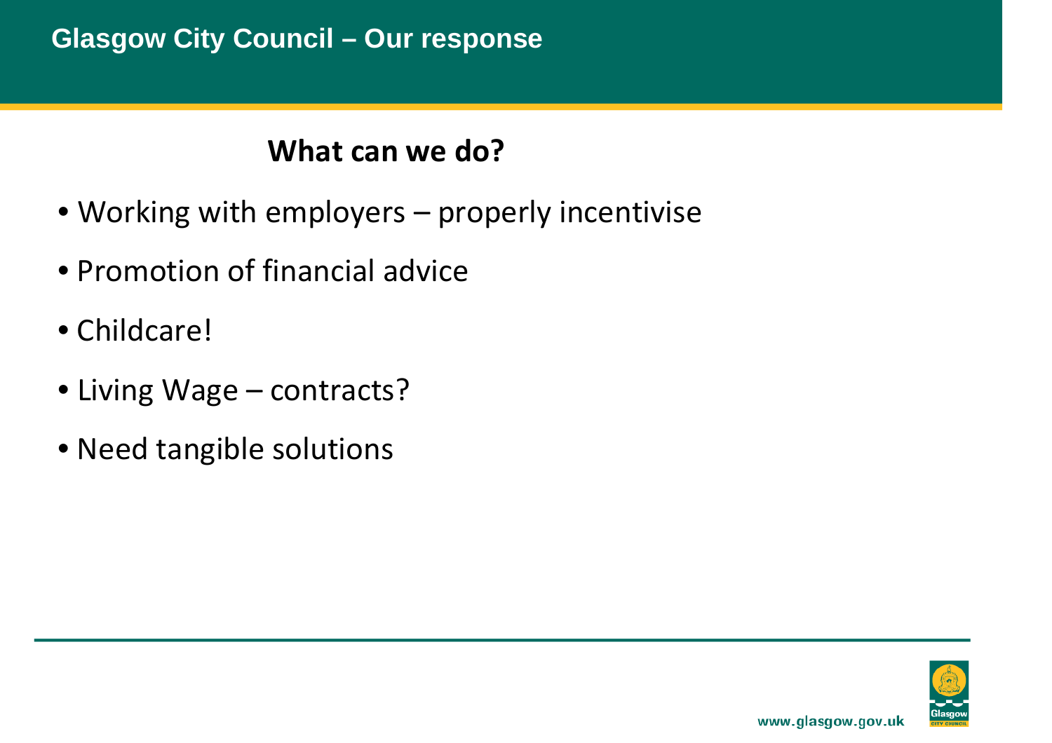# Glasgow City Council – Our response

## What can we do?

- Working with employers – properly incentivise
- Promotion of financial advice
- Childcare!
- Living Wage – contracts?
- Need tangible solutions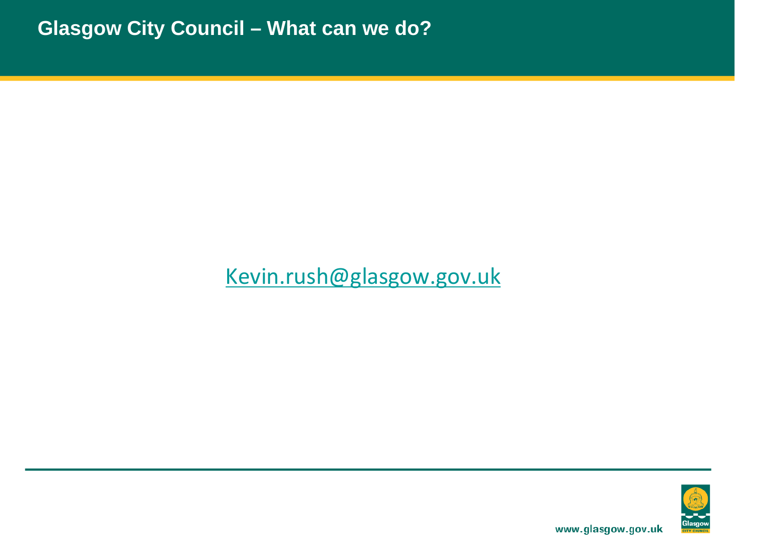# Glasgow City Council – What can we do?

Kevin.rush@glasgow.gov.uk